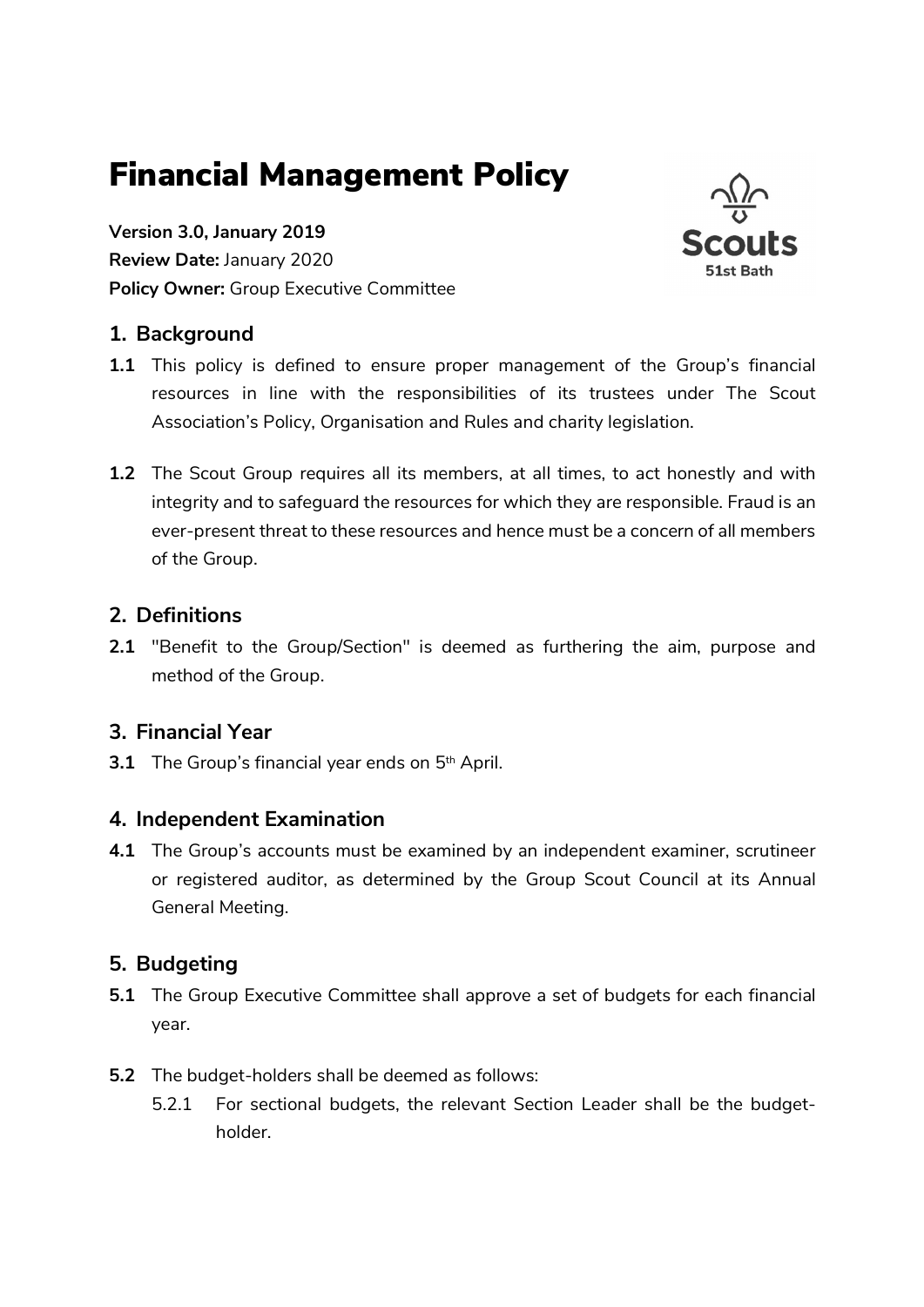# Financial Management Policy

**Version 3.0, January 2019**
**Review Date:** January 2020
**Policy Owner:** Group Executive Committee

## 1. Background

**1.1** This policy is defined to ensure proper management of the Group's financial resources in line with the responsibilities of its trustees under The Scout Association's Policy, Organisation and Rules and charity legislation.

**1.2** The Scout Group requires all its members, at all times, to act honestly and with integrity and to safeguard the resources for which they are responsible. Fraud is an ever-present threat to these resources and hence must be a concern of all members of the Group.

## 2. Definitions

**2.1** "Benefit to the Group/Section" is deemed as furthering the aim, purpose and method of the Group.

## 3. Financial Year

**3.1** The Group's financial year ends on 5th April.

## 4. Independent Examination

**4.1** The Group's accounts must be examined by an independent examiner, scrutineer or registered auditor, as determined by the Group Scout Council at its Annual General Meeting.

## 5. Budgeting

**5.1** The Group Executive Committee shall approve a set of budgets for each financial year.

**5.2** The budget-holders shall be deemed as follows:

5.2.1 For sectional budgets, the relevant Section Leader shall be the budget-holder.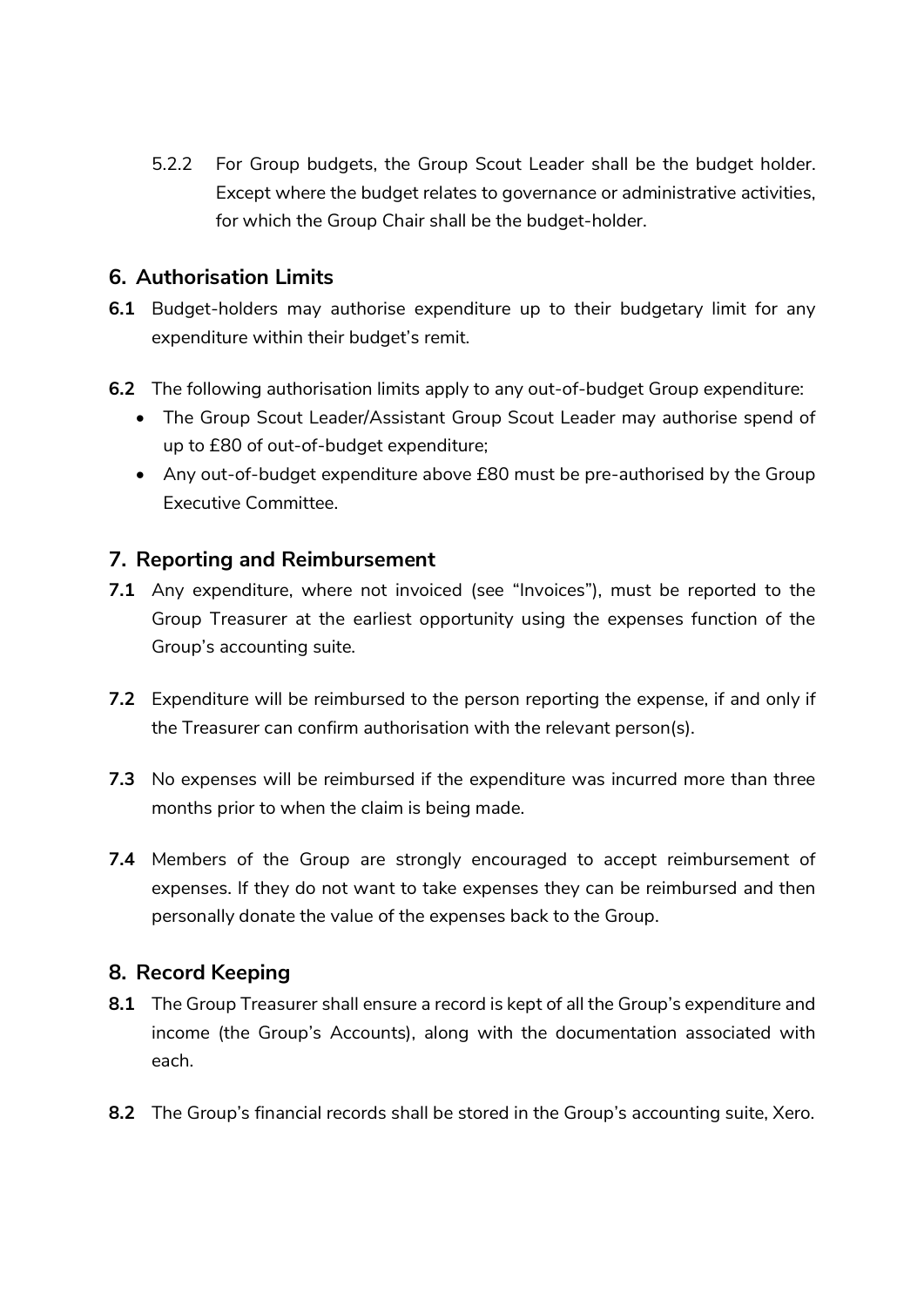5.2.2 For Group budgets, the Group Scout Leader shall be the budget holder. Except where the budget relates to governance or administrative activities, for which the Group Chair shall be the budget-holder.

## 6. Authorisation Limits

**6.1** Budget-holders may authorise expenditure up to their budgetary limit for any expenditure within their budget's remit.

**6.2** The following authorisation limits apply to any out-of-budget Group expenditure:

- The Group Scout Leader/Assistant Group Scout Leader may authorise spend of up to £80 of out-of-budget expenditure;
- Any out-of-budget expenditure above £80 must be pre-authorised by the Group Executive Committee.

## 7. Reporting and Reimbursement

**7.1** Any expenditure, where not invoiced (see "Invoices"), must be reported to the Group Treasurer at the earliest opportunity using the expenses function of the Group's accounting suite.

**7.2** Expenditure will be reimbursed to the person reporting the expense, if and only if the Treasurer can confirm authorisation with the relevant person(s).

**7.3** No expenses will be reimbursed if the expenditure was incurred more than three months prior to when the claim is being made.

**7.4** Members of the Group are strongly encouraged to accept reimbursement of expenses. If they do not want to take expenses they can be reimbursed and then personally donate the value of the expenses back to the Group.

## 8. Record Keeping

**8.1** The Group Treasurer shall ensure a record is kept of all the Group's expenditure and income (the Group's Accounts), along with the documentation associated with each.

**8.2** The Group's financial records shall be stored in the Group's accounting suite, Xero.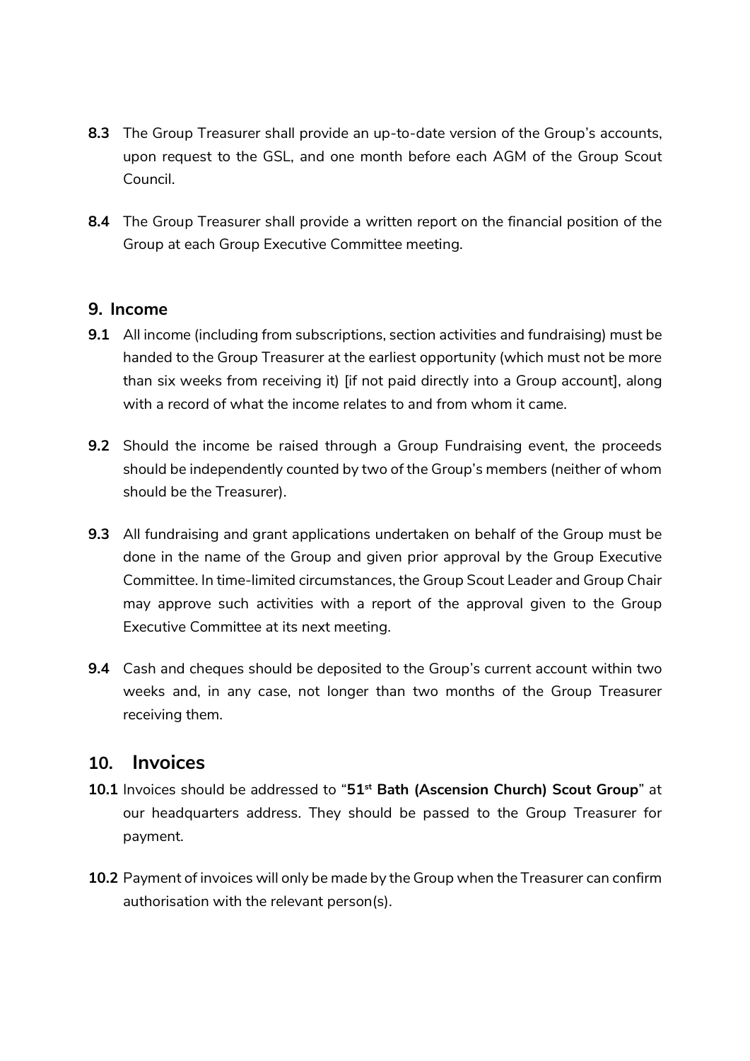**8.3** The Group Treasurer shall provide an up-to-date version of the Group's accounts, upon request to the GSL, and one month before each AGM of the Group Scout Council.

**8.4** The Group Treasurer shall provide a written report on the financial position of the Group at each Group Executive Committee meeting.

## 9. Income

**9.1** All income (including from subscriptions, section activities and fundraising) must be handed to the Group Treasurer at the earliest opportunity (which must not be more than six weeks from receiving it) [if not paid directly into a Group account], along with a record of what the income relates to and from whom it came.

**9.2** Should the income be raised through a Group Fundraising event, the proceeds should be independently counted by two of the Group's members (neither of whom should be the Treasurer).

**9.3** All fundraising and grant applications undertaken on behalf of the Group must be done in the name of the Group and given prior approval by the Group Executive Committee. In time-limited circumstances, the Group Scout Leader and Group Chair may approve such activities with a report of the approval given to the Group Executive Committee at its next meeting.

**9.4** Cash and cheques should be deposited to the Group's current account within two weeks and, in any case, not longer than two months of the Group Treasurer receiving them.

## 10. Invoices

**10.1** Invoices should be addressed to "**51st Bath (Ascension Church) Scout Group**" at our headquarters address. They should be passed to the Group Treasurer for payment.

**10.2** Payment of invoices will only be made by the Group when the Treasurer can confirm authorisation with the relevant person(s).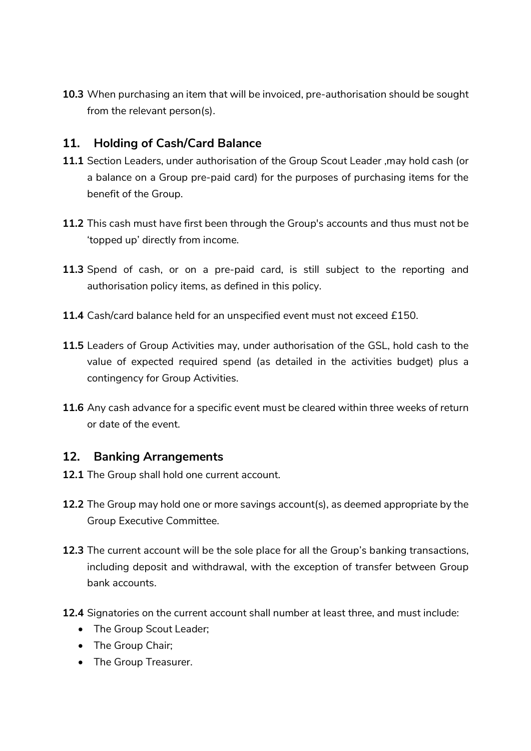**10.3** When purchasing an item that will be invoiced, pre-authorisation should be sought from the relevant person(s).

## 11. Holding of Cash/Card Balance

**11.1** Section Leaders, under authorisation of the Group Scout Leader ,may hold cash (or a balance on a Group pre-paid card) for the purposes of purchasing items for the benefit of the Group.

**11.2** This cash must have first been through the Group's accounts and thus must not be 'topped up' directly from income.

**11.3** Spend of cash, or on a pre-paid card, is still subject to the reporting and authorisation policy items, as defined in this policy.

**11.4** Cash/card balance held for an unspecified event must not exceed £150.

**11.5** Leaders of Group Activities may, under authorisation of the GSL, hold cash to the value of expected required spend (as detailed in the activities budget) plus a contingency for Group Activities.

**11.6** Any cash advance for a specific event must be cleared within three weeks of return or date of the event.

## 12. Banking Arrangements

**12.1** The Group shall hold one current account.

**12.2** The Group may hold one or more savings account(s), as deemed appropriate by the Group Executive Committee.

**12.3** The current account will be the sole place for all the Group's banking transactions, including deposit and withdrawal, with the exception of transfer between Group bank accounts.

**12.4** Signatories on the current account shall number at least three, and must include:

- The Group Scout Leader;
- The Group Chair;
- The Group Treasurer.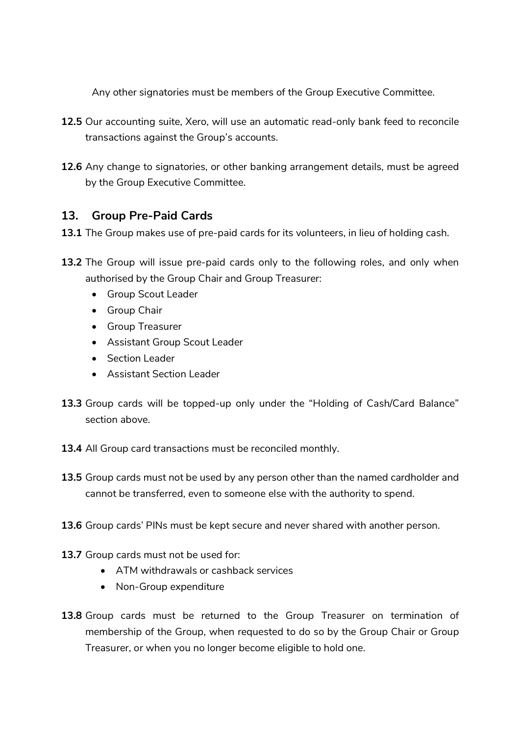Any other signatories must be members of the Group Executive Committee.

**12.5** Our accounting suite, Xero, will use an automatic read-only bank feed to reconcile transactions against the Group's accounts.

**12.6** Any change to signatories, or other banking arrangement details, must be agreed by the Group Executive Committee.

## 13. Group Pre-Paid Cards

**13.1** The Group makes use of pre-paid cards for its volunteers, in lieu of holding cash.

**13.2** The Group will issue pre-paid cards only to the following roles, and only when authorised by the Group Chair and Group Treasurer:

- Group Scout Leader
- Group Chair
- Group Treasurer
- Assistant Group Scout Leader
- Section Leader
- Assistant Section Leader

**13.3** Group cards will be topped-up only under the "Holding of Cash/Card Balance" section above.

**13.4** All Group card transactions must be reconciled monthly.

**13.5** Group cards must not be used by any person other than the named cardholder and cannot be transferred, even to someone else with the authority to spend.

**13.6** Group cards' PINs must be kept secure and never shared with another person.

**13.7** Group cards must not be used for:

- ATM withdrawals or cashback services
- Non-Group expenditure

**13.8** Group cards must be returned to the Group Treasurer on termination of membership of the Group, when requested to do so by the Group Chair or Group Treasurer, or when you no longer become eligible to hold one.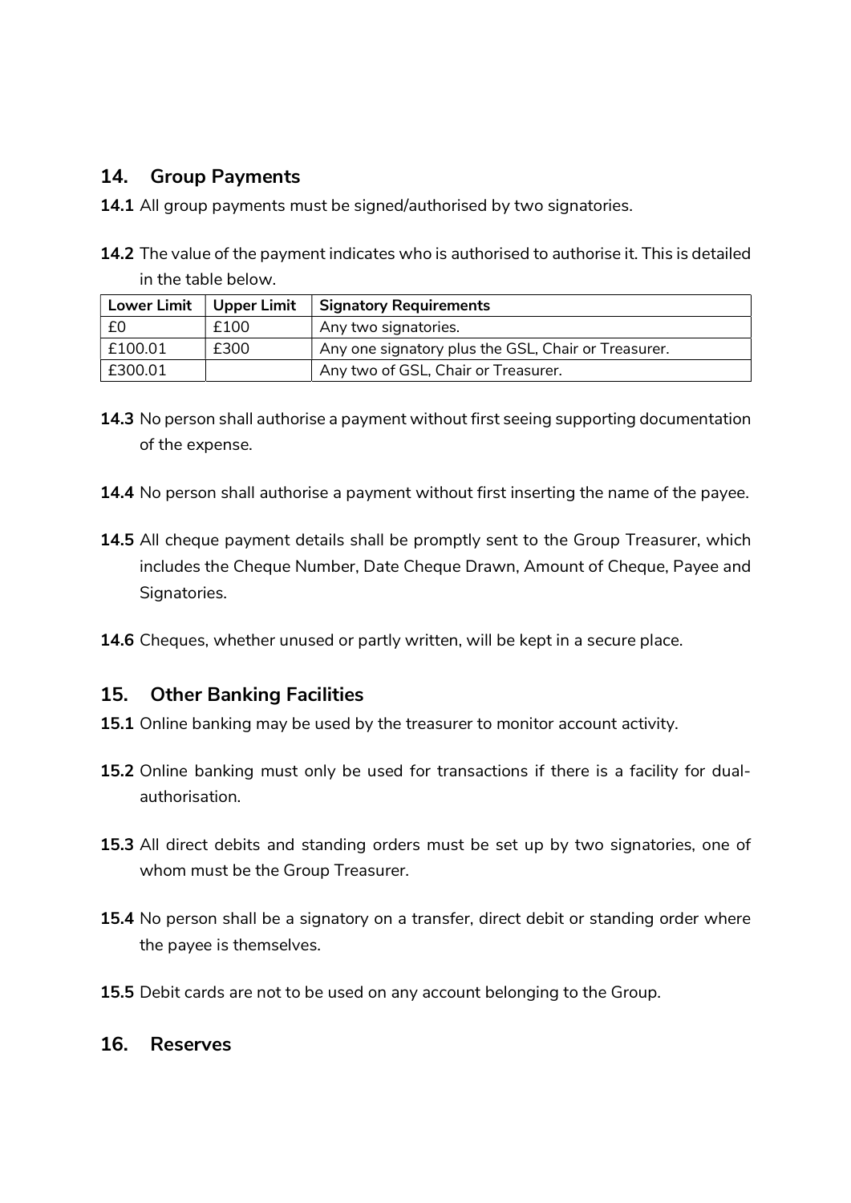## 14. Group Payments

**14.1** All group payments must be signed/authorised by two signatories.

**14.2** The value of the payment indicates who is authorised to authorise it. This is detailed in the table below.

| Lower Limit | Upper Limit | Signatory Requirements |
| --- | --- | --- |
| £0 | £100 | Any two signatories. |
| £100.01 | £300 | Any one signatory plus the GSL, Chair or Treasurer. |
| £300.01 | | Any two of GSL, Chair or Treasurer. |

**14.3** No person shall authorise a payment without first seeing supporting documentation of the expense.

**14.4** No person shall authorise a payment without first inserting the name of the payee.

**14.5** All cheque payment details shall be promptly sent to the Group Treasurer, which includes the Cheque Number, Date Cheque Drawn, Amount of Cheque, Payee and Signatories.

**14.6** Cheques, whether unused or partly written, will be kept in a secure place.

## 15. Other Banking Facilities

**15.1** Online banking may be used by the treasurer to monitor account activity.

**15.2** Online banking must only be used for transactions if there is a facility for dual-authorisation.

**15.3** All direct debits and standing orders must be set up by two signatories, one of whom must be the Group Treasurer.

**15.4** No person shall be a signatory on a transfer, direct debit or standing order where the payee is themselves.

**15.5** Debit cards are not to be used on any account belonging to the Group.

## 16. Reserves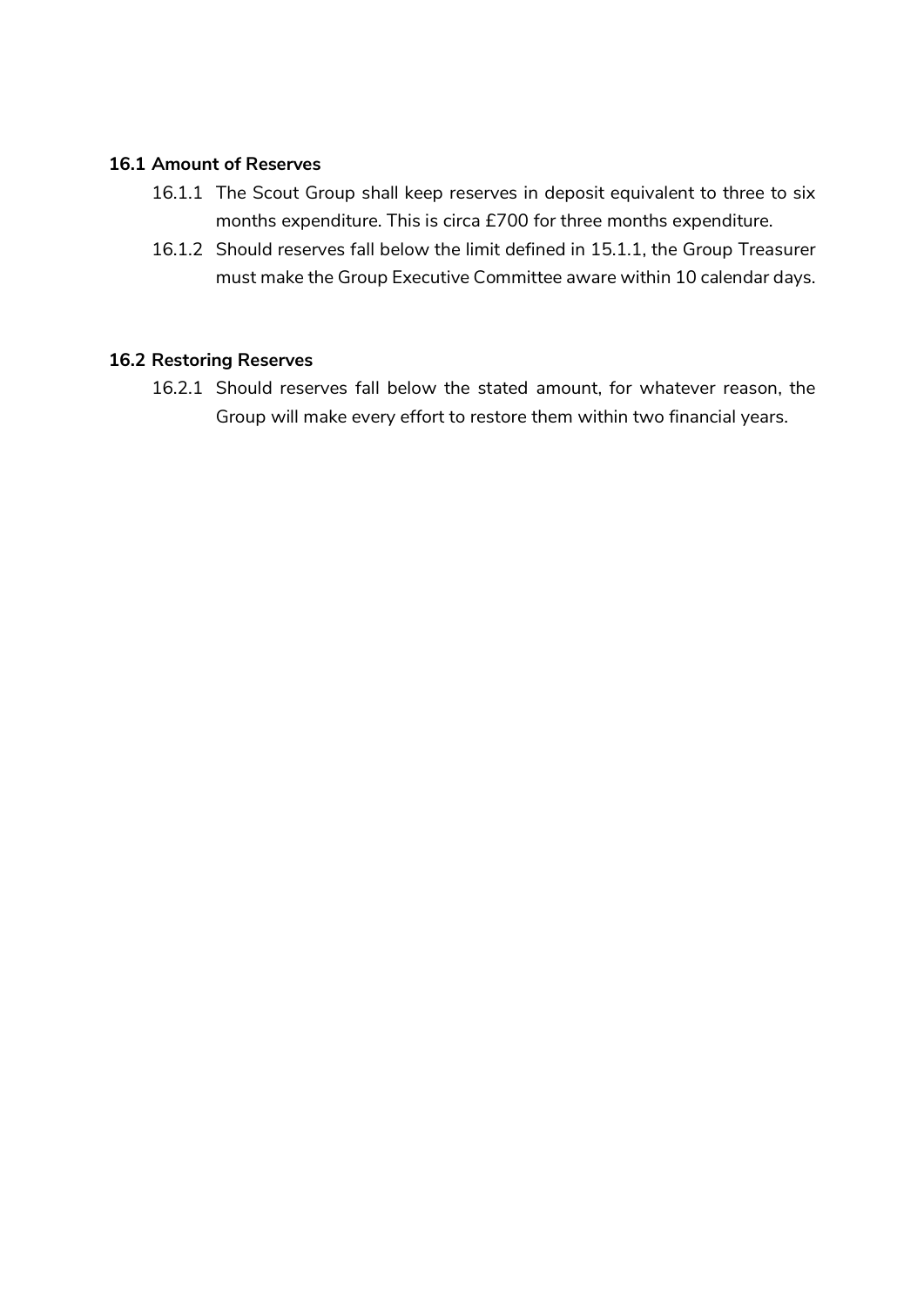### 16.1 Amount of Reserves

16.1.1 The Scout Group shall keep reserves in deposit equivalent to three to six months expenditure. This is circa £700 for three months expenditure.

16.1.2 Should reserves fall below the limit defined in 15.1.1, the Group Treasurer must make the Group Executive Committee aware within 10 calendar days.

### 16.2 Restoring Reserves

16.2.1 Should reserves fall below the stated amount, for whatever reason, the Group will make every effort to restore them within two financial years.